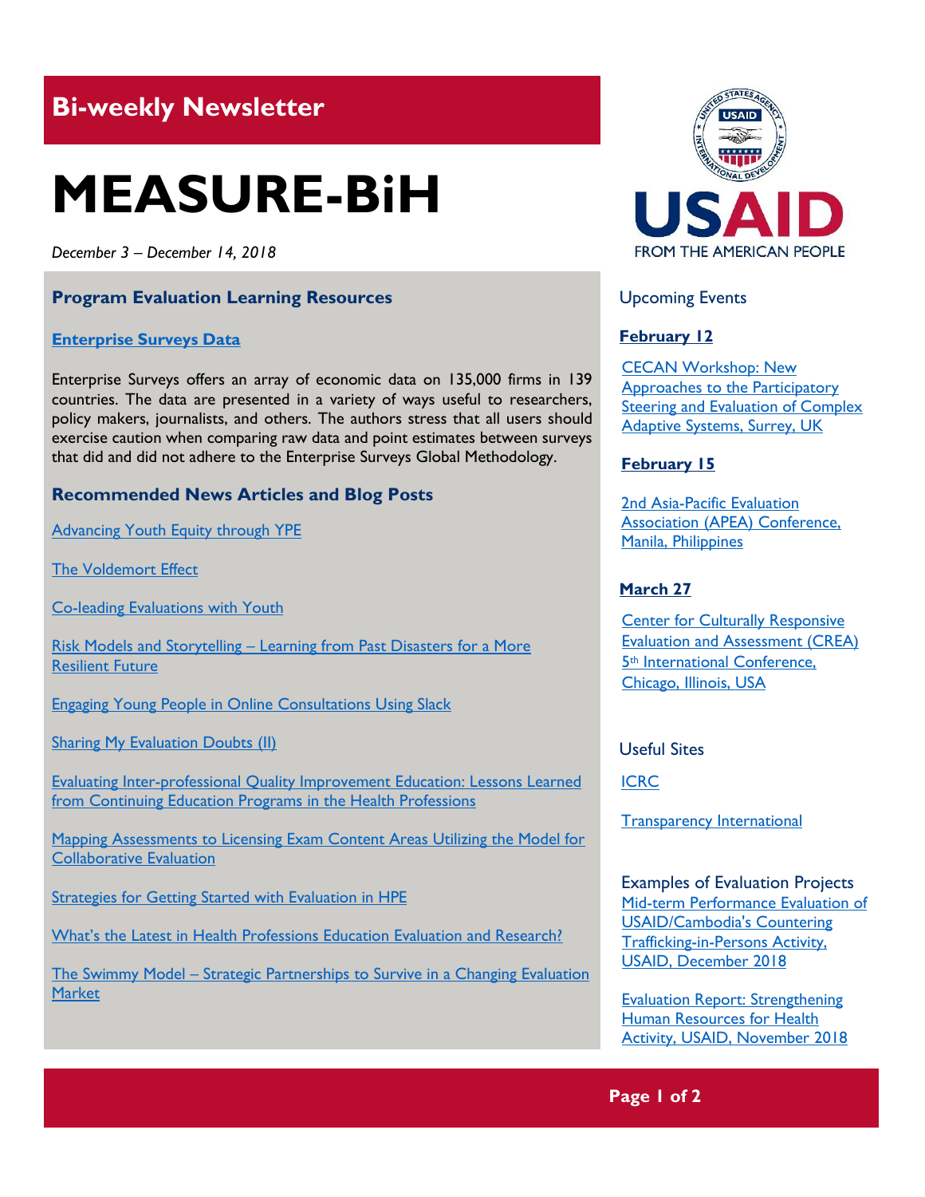## Bi-weekly Newsletter

# MEASURE-BiH

*December 3 – December 14, 2018*

### Program Evaluation Learning Resources

**Enterprise Surveys Data**

Enterprise Surveys offers an array of economic data on 135,000 firms in 139 countries. The data are presented in a variety of ways useful to researchers, policy makers, journalists, and others. The authors stress that all users should exercise caution when comparing raw data and point estimates between surveys that did and did not adhere to the Enterprise Surveys Global Methodology.

### Recommended News Articles and Blog Posts

Advancing Youth Equity through YPE

The Voldemort Effect

Co-leading Evaluations with Youth

Risk Models and Storytelling – Learning from Past Disasters for a More Resilient Future

Engaging Young People in Online Consultations Using Slack

Sharing My Evaluation Doubts (II)

Evaluating Inter-professional Quality Improvement Education: Lessons Learned from Continuing Education Programs in the Health Professions

Mapping Assessments to Licensing Exam Content Areas Utilizing the Model for Collaborative Evaluation

Strategies for Getting Started with Evaluation in HPE

What's the Latest in Health Professions Education Evaluation and Research?

The Swimmy Model – Strategic Partnerships to Survive in a Changing Evaluation Market

USAID FROM THE AMERICAN PEOPLE

### Upcoming Events

**February 12**

CECAN Workshop: New Approaches to the Participatory Steering and Evaluation of Complex Adaptive Systems, Surrey, UK

**February 15**

2nd Asia-Pacific Evaluation Association (APEA) Conference, Manila, Philippines

**March 27**

Center for Culturally Responsive Evaluation and Assessment (CREA) 5th International Conference, Chicago, Illinois, USA

### Useful Sites

ICRC

Transparency International

### Examples of Evaluation Projects

Mid-term Performance Evaluation of USAID/Cambodia's Countering Trafficking-in-Persons Activity, USAID, December 2018

Evaluation Report: Strengthening Human Resources for Health Activity, USAID, November 2018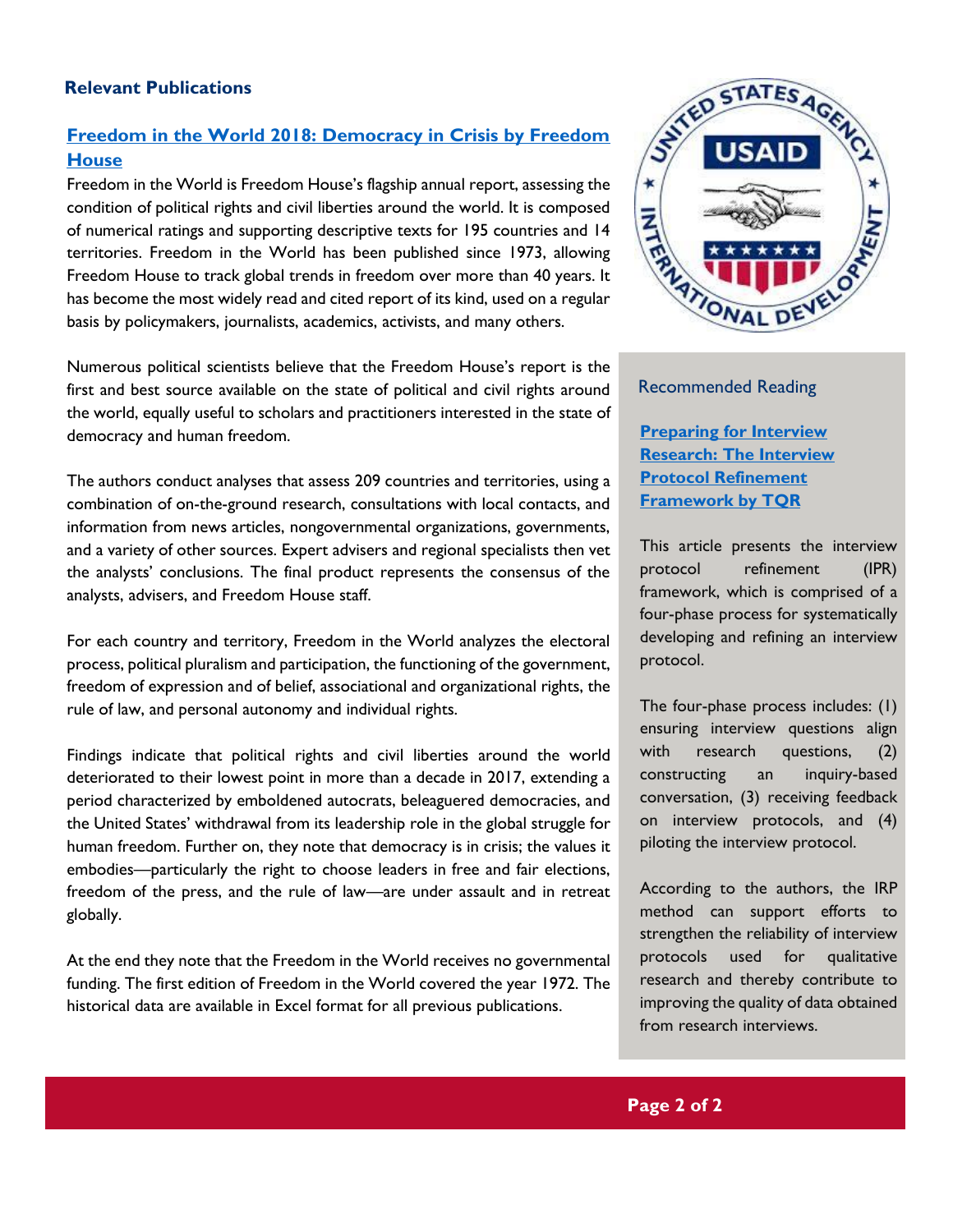## Relevant Publications

### [Freedom in the World 2018: Democracy in Crisis by Freedom House]

Freedom in the World is Freedom House's flagship annual report, assessing the condition of political rights and civil liberties around the world. It is composed of numerical ratings and supporting descriptive texts for 195 countries and 14 territories. Freedom in the World has been published since 1973, allowing Freedom House to track global trends in freedom over more than 40 years. It has become the most widely read and cited report of its kind, used on a regular basis by policymakers, journalists, academics, activists, and many others.

Numerous political scientists believe that the Freedom House's report is the first and best source available on the state of political and civil rights around the world, equally useful to scholars and practitioners interested in the state of democracy and human freedom.

The authors conduct analyses that assess 209 countries and territories, using a combination of on-the-ground research, consultations with local contacts, and information from news articles, nongovernmental organizations, governments, and a variety of other sources. Expert advisers and regional specialists then vet the analysts' conclusions. The final product represents the consensus of the analysts, advisers, and Freedom House staff.

For each country and territory, Freedom in the World analyzes the electoral process, political pluralism and participation, the functioning of the government, freedom of expression and of belief, associational and organizational rights, the rule of law, and personal autonomy and individual rights.

Findings indicate that political rights and civil liberties around the world deteriorated to their lowest point in more than a decade in 2017, extending a period characterized by emboldened autocrats, beleaguered democracies, and the United States' withdrawal from its leadership role in the global struggle for human freedom. Further on, they note that democracy is in crisis; the values it embodies—particularly the right to choose leaders in free and fair elections, freedom of the press, and the rule of law—are under assault and in retreat globally.

At the end they note that the Freedom in the World receives no governmental funding. The first edition of Freedom in the World covered the year 1972. The historical data are available in Excel format for all previous publications.

### Recommended Reading

**[Preparing for Interview Research: The Interview Protocol Refinement Framework by TQR]**

This article presents the interview protocol refinement (IPR) framework, which is comprised of a four-phase process for systematically developing and refining an interview protocol.

The four-phase process includes: (1) ensuring interview questions align with research questions, (2) constructing an inquiry-based conversation, (3) receiving feedback on interview protocols, and (4) piloting the interview protocol.

According to the authors, the IRP method can support efforts to strengthen the reliability of interview protocols used for qualitative research and thereby contribute to improving the quality of data obtained from research interviews.